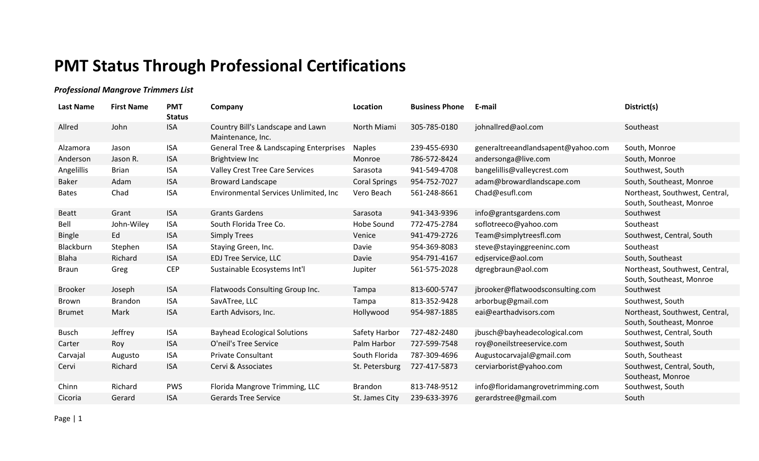# PMT Status Through Professional Certifications

***Professional Mangrove Trimmers List***

| Last Name | First Name | PMT Status | Company | Location | Business Phone | E-mail | District(s) |
|---|---|---|---|---|---|---|---|
| Allred | John | ISA | Country Bill's Landscape and Lawn Maintenance, Inc. | North Miami | 305-785-0180 | johnallred@aol.com | Southeast |
| Alzamora | Jason | ISA | General Tree & Landscaping Enterprises | Naples | 239-455-6930 | generaltreeandlandsapent@yahoo.com | South, Monroe |
| Anderson | Jason R. | ISA | Brightview Inc | Monroe | 786-572-8424 | andersonga@live.com | South, Monroe |
| Angelillis | Brian | ISA | Valley Crest Tree Care Services | Sarasota | 941-549-4708 | bangelillis@valleycrest.com | Southwest, South |
| Baker | Adam | ISA | Broward Landscape | Coral Springs | 954-752-7027 | adam@browardlandscape.com | South, Southeast, Monroe |
| Bates | Chad | ISA | Environmental Services Unlimited, Inc | Vero Beach | 561-248-8661 | Chad@esufl.com | Northeast, Southwest, Central, South, Southeast, Monroe |
| Beatt | Grant | ISA | Grants Gardens | Sarasota | 941-343-9396 | info@grantsgardens.com | Southwest |
| Bell | John-Wiley | ISA | South Florida Tree Co. | Hobe Sound | 772-475-2784 | soflotreeco@yahoo.com | Southeast |
| Bingle | Ed | ISA | Simply Trees | Venice | 941-479-2726 | Team@simplytreesfl.com | Southwest, Central, South |
| Blackburn | Stephen | ISA | Staying Green, Inc. | Davie | 954-369-8083 | steve@stayinggreeninc.com | Southeast |
| Blaha | Richard | ISA | EDJ Tree Service, LLC | Davie | 954-791-4167 | edjservice@aol.com | South, Southeast |
| Braun | Greg | CEP | Sustainable Ecosystems Int'l | Jupiter | 561-575-2028 | dgregbraun@aol.com | Northeast, Southwest, Central, South, Southeast, Monroe |
| Brooker | Joseph | ISA | Flatwoods Consulting Group Inc. | Tampa | 813-600-5747 | jbrooker@flatwoodsconsulting.com | Southwest |
| Brown | Brandon | ISA | SavATree, LLC | Tampa | 813-352-9428 | arborbug@gmail.com | Southwest, South |
| Brumet | Mark | ISA | Earth Advisors, Inc. | Hollywood | 954-987-1885 | eai@earthadvisors.com | Northeast, Southwest, Central, South, Southeast, Monroe |
| Busch | Jeffrey | ISA | Bayhead Ecological Solutions | Safety Harbor | 727-482-2480 | jbusch@bayheadecological.com | Southwest, Central, South |
| Carter | Roy | ISA | O'neil's Tree Service | Palm Harbor | 727-599-7548 | roy@oneilstreeservice.com | Southwest, South |
| Carvajal | Augusto | ISA | Private Consultant | South Florida | 787-309-4696 | Augustocarvajal@gmail.com | South, Southeast |
| Cervi | Richard | ISA | Cervi & Associates | St. Petersburg | 727-417-5873 | cerviarborist@yahoo.com | Southwest, Central, South, Southeast, Monroe |
| Chinn | Richard | PWS | Florida Mangrove Trimming, LLC | Brandon | 813-748-9512 | info@floridamangrovetrimming.com | Southwest, South |
| Cicoria | Gerard | ISA | Gerards Tree Service | St. James City | 239-633-3976 | gerardstree@gmail.com | South |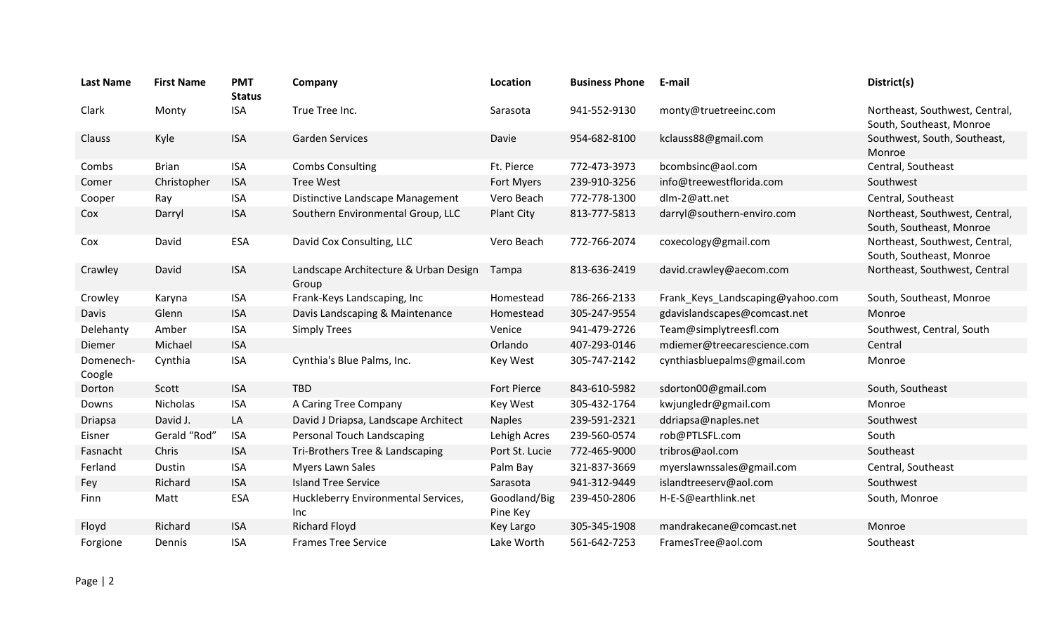| Last Name | First Name | PMT Status | Company | Location | Business Phone | E-mail | District(s) |
|---|---|---|---|---|---|---|---|
| Clark | Monty | ISA | True Tree Inc. | Sarasota | 941-552-9130 | monty@truetreeinc.com | Northeast, Southwest, Central, South, Southeast, Monroe |
| Clauss | Kyle | ISA | Garden Services | Davie | 954-682-8100 | kclauss88@gmail.com | Southwest, South, Southeast, Monroe |
| Combs | Brian | ISA | Combs Consulting | Ft. Pierce | 772-473-3973 | bcombsinc@aol.com | Central, Southeast |
| Comer | Christopher | ISA | Tree West | Fort Myers | 239-910-3256 | info@treewestflorida.com | Southwest |
| Cooper | Ray | ISA | Distinctive Landscape Management | Vero Beach | 772-778-1300 | dlm-2@att.net | Central, Southeast |
| Cox | Darryl | ISA | Southern Environmental Group, LLC | Plant City | 813-777-5813 | darryl@southern-enviro.com | Northeast, Southwest, Central, South, Southeast, Monroe |
| Cox | David | ESA | David Cox Consulting, LLC | Vero Beach | 772-766-2074 | coxecology@gmail.com | Northeast, Southwest, Central, South, Southeast, Monroe |
| Crawley | David | ISA | Landscape Architecture & Urban Design Group | Tampa | 813-636-2419 | david.crawley@aecom.com | Northeast, Southwest, Central |
| Crowley | Karyna | ISA | Frank-Keys Landscaping, Inc | Homestead | 786-266-2133 | Frank_Keys_Landscaping@yahoo.com | South, Southeast, Monroe |
| Davis | Glenn | ISA | Davis Landscaping & Maintenance | Homestead | 305-247-9554 | gdavislandscapes@comcast.net | Monroe |
| Delehanty | Amber | ISA | Simply Trees | Venice | 941-479-2726 | Team@simplytreesfl.com | Southwest, Central, South |
| Diemer | Michael | ISA | | Orlando | 407-293-0146 | mdiemer@treecarescience.com | Central |
| Domenech-Coogle | Cynthia | ISA | Cynthia's Blue Palms, Inc. | Key West | 305-747-2142 | cynthiasbluepalms@gmail.com | Monroe |
| Dorton | Scott | ISA | TBD | Fort Pierce | 843-610-5982 | sdorton00@gmail.com | South, Southeast |
| Downs | Nicholas | ISA | A Caring Tree Company | Key West | 305-432-1764 | kwjungledr@gmail.com | Monroe |
| Driapsa | David J. | LA | David J Driapsa, Landscape Architect | Naples | 239-591-2321 | ddriapsa@naples.net | Southwest |
| Eisner | Gerald "Rod" | ISA | Personal Touch Landscaping | Lehigh Acres | 239-560-0574 | rob@PTLSFL.com | South |
| Fasnacht | Chris | ISA | Tri-Brothers Tree & Landscaping | Port St. Lucie | 772-465-9000 | tribros@aol.com | Southeast |
| Ferland | Dustin | ISA | Myers Lawn Sales | Palm Bay | 321-837-3669 | myerslawnssales@gmail.com | Central, Southeast |
| Fey | Richard | ISA | Island Tree Service | Sarasota | 941-312-9449 | islandtreeserv@aol.com | Southwest |
| Finn | Matt | ESA | Huckleberry Environmental Services, Inc | Goodland/Big Pine Key | 239-450-2806 | H-E-S@earthlink.net | South, Monroe |
| Floyd | Richard | ISA | Richard Floyd | Key Largo | 305-345-1908 | mandrakecane@comcast.net | Monroe |
| Forgione | Dennis | ISA | Frames Tree Service | Lake Worth | 561-642-7253 | FramesTree@aol.com | Southeast |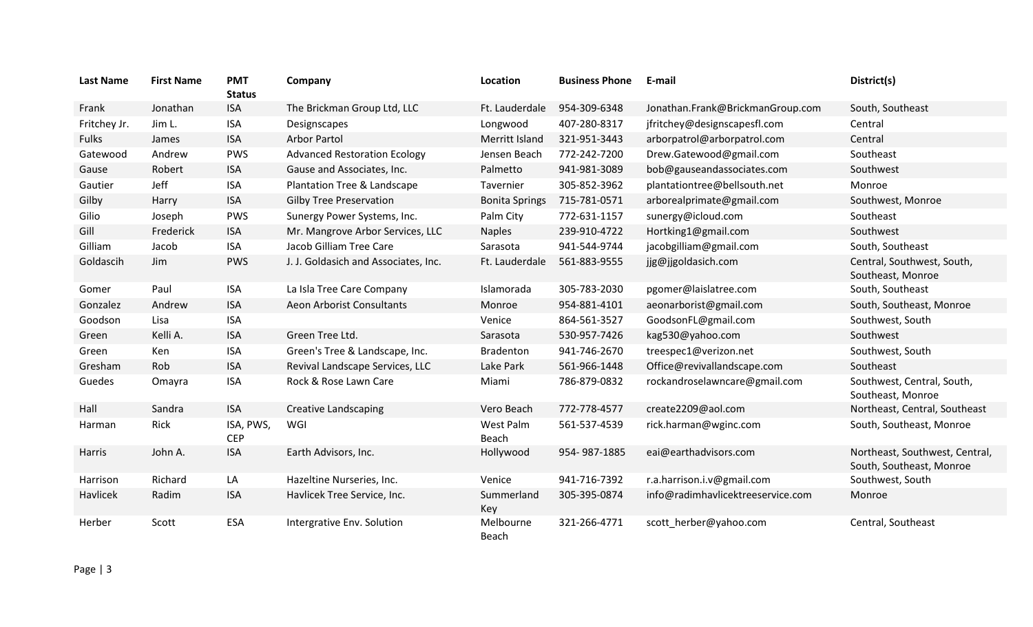| Last Name | First Name | PMT Status | Company | Location | Business Phone | E-mail | District(s) |
|---|---|---|---|---|---|---|---|
| Frank | Jonathan | ISA | The Brickman Group Ltd, LLC | Ft. Lauderdale | 954-309-6348 | Jonathan.Frank@BrickmanGroup.com | South, Southeast |
| Fritchey Jr. | Jim L. | ISA | Designscapes | Longwood | 407-280-8317 | jfritchey@designscapesfl.com | Central |
| Fulks | James | ISA | Arbor Partol | Merritt Island | 321-951-3443 | arborpatrol@arborpatrol.com | Central |
| Gatewood | Andrew | PWS | Advanced Restoration Ecology | Jensen Beach | 772-242-7200 | Drew.Gatewood@gmail.com | Southeast |
| Gause | Robert | ISA | Gause and Associates, Inc. | Palmetto | 941-981-3089 | bob@gauseandassociates.com | Southwest |
| Gautier | Jeff | ISA | Plantation Tree & Landscape | Tavernier | 305-852-3962 | plantationtree@bellsouth.net | Monroe |
| Gilby | Harry | ISA | Gilby Tree Preservation | Bonita Springs | 715-781-0571 | arborealprimate@gmail.com | Southwest, Monroe |
| Gilio | Joseph | PWS | Sunergy Power Systems, Inc. | Palm City | 772-631-1157 | sunergy@icloud.com | Southeast |
| Gill | Frederick | ISA | Mr. Mangrove Arbor Services, LLC | Naples | 239-910-4722 | Hortking1@gmail.com | Southwest |
| Gilliam | Jacob | ISA | Jacob Gilliam Tree Care | Sarasota | 941-544-9744 | jacobgilliam@gmail.com | South, Southeast |
| Goldascih | Jim | PWS | J. J. Goldasich and Associates, Inc. | Ft. Lauderdale | 561-883-9555 | jjg@jjgoldasich.com | Central, Southwest, South, Southeast, Monroe |
| Gomer | Paul | ISA | La Isla Tree Care Company | Islamorada | 305-783-2030 | pgomer@laislatree.com | South, Southeast |
| Gonzalez | Andrew | ISA | Aeon Arborist Consultants | Monroe | 954-881-4101 | aeonarborist@gmail.com | South, Southeast, Monroe |
| Goodson | Lisa | ISA | | Venice | 864-561-3527 | GoodsonFL@gmail.com | Southwest, South |
| Green | Kelli A. | ISA | Green Tree Ltd. | Sarasota | 530-957-7426 | kag530@yahoo.com | Southwest |
| Green | Ken | ISA | Green's Tree & Landscape, Inc. | Bradenton | 941-746-2670 | treespec1@verizon.net | Southwest, South |
| Gresham | Rob | ISA | Revival Landscape Services, LLC | Lake Park | 561-966-1448 | Office@revivallandscape.com | Southeast |
| Guedes | Omayra | ISA | Rock & Rose Lawn Care | Miami | 786-879-0832 | rockandroselawncare@gmail.com | Southwest, Central, South, Southeast, Monroe |
| Hall | Sandra | ISA | Creative Landscaping | Vero Beach | 772-778-4577 | create2209@aol.com | Northeast, Central, Southeast |
| Harman | Rick | ISA, PWS, CEP | WGI | West Palm Beach | 561-537-4539 | rick.harman@wginc.com | South, Southeast, Monroe |
| Harris | John A. | ISA | Earth Advisors, Inc. | Hollywood | 954- 987-1885 | eai@earthadvisors.com | Northeast, Southwest, Central, South, Southeast, Monroe |
| Harrison | Richard | LA | Hazeltine Nurseries, Inc. | Venice | 941-716-7392 | r.a.harrison.i.v@gmail.com | Southwest, South |
| Havlicek | Radim | ISA | Havlicek Tree Service, Inc. | Summerland Key | 305-395-0874 | info@radimhavlicektreeservice.com | Monroe |
| Herber | Scott | ESA | Intergrative Env. Solution | Melbourne Beach | 321-266-4771 | scott_herber@yahoo.com | Central, Southeast |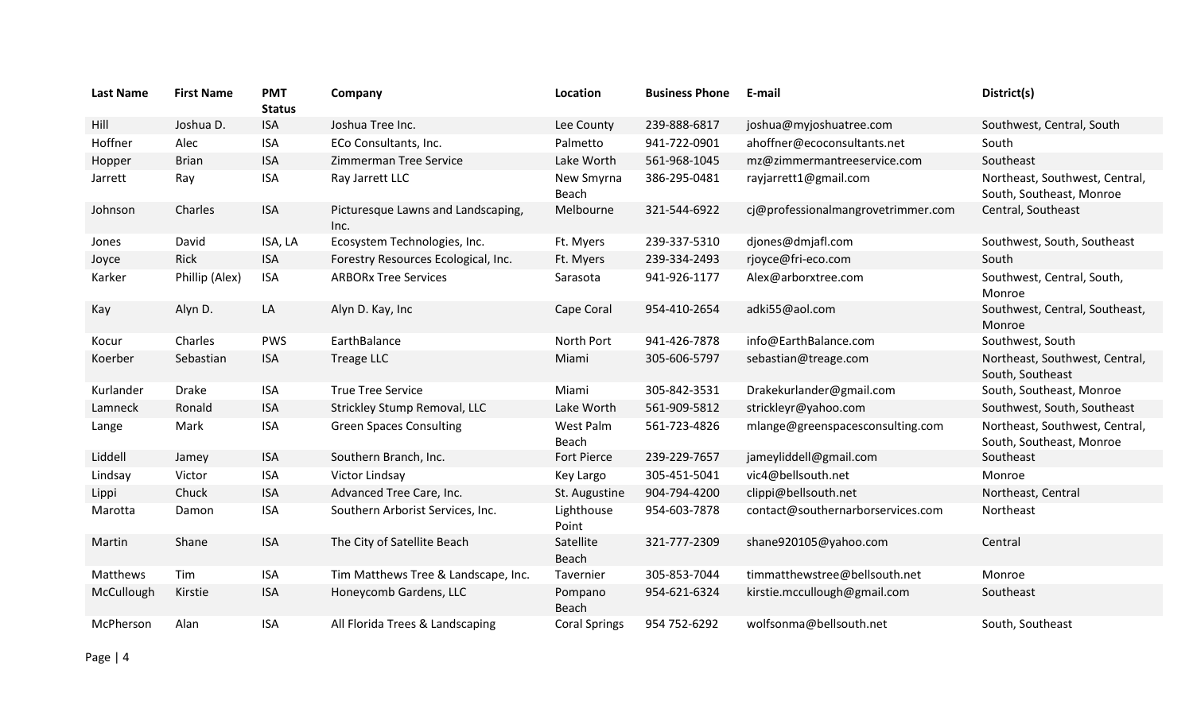| Last Name | First Name | PMT Status | Company | Location | Business Phone | E-mail | District(s) |
|---|---|---|---|---|---|---|---|
| Hill | Joshua D. | ISA | Joshua Tree Inc. | Lee County | 239-888-6817 | joshua@myjoshuatree.com | Southwest, Central, South |
| Hoffner | Alec | ISA | ECo Consultants, Inc. | Palmetto | 941-722-0901 | ahoffner@ecoconsultants.net | South |
| Hopper | Brian | ISA | Zimmerman Tree Service | Lake Worth | 561-968-1045 | mz@zimmermantreeservice.com | Southeast |
| Jarrett | Ray | ISA | Ray Jarrett LLC | New Smyrna Beach | 386-295-0481 | rayjarrett1@gmail.com | Northeast, Southwest, Central, South, Southeast, Monroe |
| Johnson | Charles | ISA | Picturesque Lawns and Landscaping, Inc. | Melbourne | 321-544-6922 | cj@professionalmangrovetrimmer.com | Central, Southeast |
| Jones | David | ISA, LA | Ecosystem Technologies, Inc. | Ft. Myers | 239-337-5310 | djones@dmjafl.com | Southwest, South, Southeast |
| Joyce | Rick | ISA | Forestry Resources Ecological, Inc. | Ft. Myers | 239-334-2493 | rjoyce@fri-eco.com | South |
| Karker | Phillip (Alex) | ISA | ARBORx Tree Services | Sarasota | 941-926-1177 | Alex@arborxtree.com | Southwest, Central, South, Monroe |
| Kay | Alyn D. | LA | Alyn D. Kay, Inc | Cape Coral | 954-410-2654 | adki55@aol.com | Southwest, Central, Southeast, Monroe |
| Kocur | Charles | PWS | EarthBalance | North Port | 941-426-7878 | info@EarthBalance.com | Southwest, South |
| Koerber | Sebastian | ISA | Treage LLC | Miami | 305-606-5797 | sebastian@treage.com | Northeast, Southwest, Central, South, Southeast |
| Kurlander | Drake | ISA | True Tree Service | Miami | 305-842-3531 | Drakekurlander@gmail.com | South, Southeast, Monroe |
| Lamneck | Ronald | ISA | Strickley Stump Removal, LLC | Lake Worth | 561-909-5812 | strickleyr@yahoo.com | Southwest, South, Southeast |
| Lange | Mark | ISA | Green Spaces Consulting | West Palm Beach | 561-723-4826 | mlange@greenspacesconsulting.com | Northeast, Southwest, Central, South, Southeast, Monroe |
| Liddell | Jamey | ISA | Southern Branch, Inc. | Fort Pierce | 239-229-7657 | jameyliddell@gmail.com | Southeast |
| Lindsay | Victor | ISA | Victor Lindsay | Key Largo | 305-451-5041 | vic4@bellsouth.net | Monroe |
| Lippi | Chuck | ISA | Advanced Tree Care, Inc. | St. Augustine | 904-794-4200 | clippi@bellsouth.net | Northeast, Central |
| Marotta | Damon | ISA | Southern Arborist Services, Inc. | Lighthouse Point | 954-603-7878 | contact@southernarborservices.com | Northeast |
| Martin | Shane | ISA | The City of Satellite Beach | Satellite Beach | 321-777-2309 | shane920105@yahoo.com | Central |
| Matthews | Tim | ISA | Tim Matthews Tree & Landscape, Inc. | Tavernier | 305-853-7044 | timmatthewstree@bellsouth.net | Monroe |
| McCullough | Kirstie | ISA | Honeycomb Gardens, LLC | Pompano Beach | 954-621-6324 | kirstie.mccullough@gmail.com | Southeast |
| McPherson | Alan | ISA | All Florida Trees & Landscaping | Coral Springs | 954 752-6292 | wolfsonma@bellsouth.net | South, Southeast |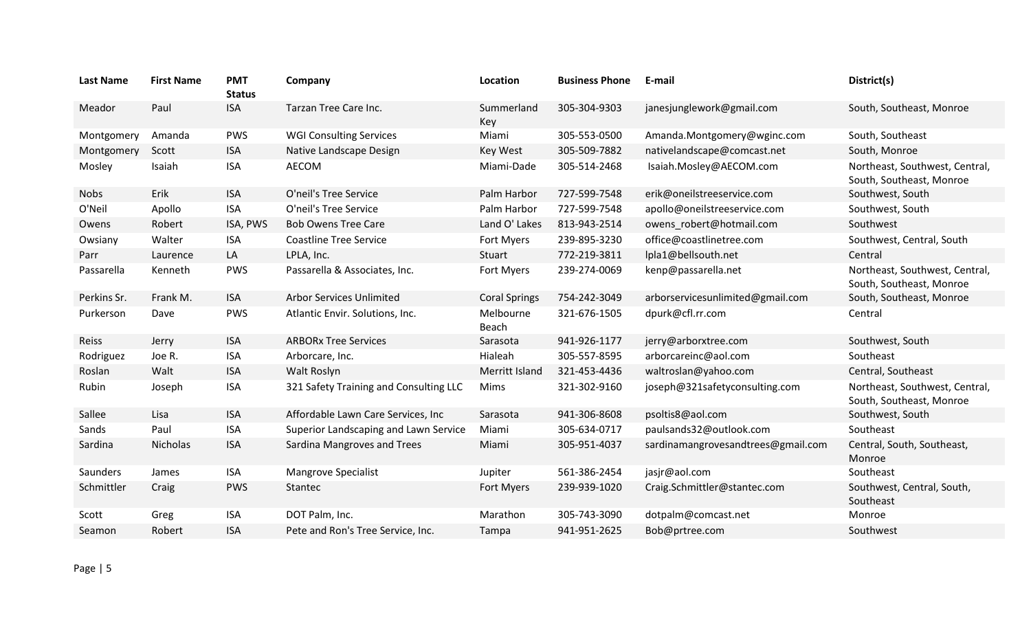| Last Name | First Name | PMT Status | Company | Location | Business Phone | E-mail | District(s) |
|---|---|---|---|---|---|---|---|
| Meador | Paul | ISA | Tarzan Tree Care Inc. | Summerland Key | 305-304-9303 | janesjunglework@gmail.com | South, Southeast, Monroe |
| Montgomery | Amanda | PWS | WGI Consulting Services | Miami | 305-553-0500 | Amanda.Montgomery@wginc.com | South, Southeast |
| Montgomery | Scott | ISA | Native Landscape Design | Key West | 305-509-7882 | nativelandscape@comcast.net | South, Monroe |
| Mosley | Isaiah | ISA | AECOM | Miami-Dade | 305-514-2468 | Isaiah.Mosley@AECOM.com | Northeast, Southwest, Central, South, Southeast, Monroe |
| Nobs | Erik | ISA | O'neil's Tree Service | Palm Harbor | 727-599-7548 | erik@oneilstreeservice.com | Southwest, South |
| O'Neil | Apollo | ISA | O'neil's Tree Service | Palm Harbor | 727-599-7548 | apollo@oneilstreeservice.com | Southwest, South |
| Owens | Robert | ISA, PWS | Bob Owens Tree Care | Land O' Lakes | 813-943-2514 | owens_robert@hotmail.com | Southwest |
| Owsiany | Walter | ISA | Coastline Tree Service | Fort Myers | 239-895-3230 | office@coastlinetree.com | Southwest, Central, South |
| Parr | Laurence | LA | LPLA, Inc. | Stuart | 772-219-3811 | lpla1@bellsouth.net | Central |
| Passarella | Kenneth | PWS | Passarella & Associates, Inc. | Fort Myers | 239-274-0069 | kenp@passarella.net | Northeast, Southwest, Central, South, Southeast, Monroe |
| Perkins Sr. | Frank M. | ISA | Arbor Services Unlimited | Coral Springs | 754-242-3049 | arborservicesunlimited@gmail.com | South, Southeast, Monroe |
| Purkerson | Dave | PWS | Atlantic Envir. Solutions, Inc. | Melbourne Beach | 321-676-1505 | dpurk@cfl.rr.com | Central |
| Reiss | Jerry | ISA | ARBORx Tree Services | Sarasota | 941-926-1177 | jerry@arborxtree.com | Southwest, South |
| Rodriguez | Joe R. | ISA | Arborcare, Inc. | Hialeah | 305-557-8595 | arborcareinc@aol.com | Southeast |
| Roslan | Walt | ISA | Walt Roslyn | Merritt Island | 321-453-4436 | waltroslan@yahoo.com | Central, Southeast |
| Rubin | Joseph | ISA | 321 Safety Training and Consulting LLC | Mims | 321-302-9160 | joseph@321safetyconsulting.com | Northeast, Southwest, Central, South, Southeast, Monroe |
| Sallee | Lisa | ISA | Affordable Lawn Care Services, Inc | Sarasota | 941-306-8608 | psoltis8@aol.com | Southwest, South |
| Sands | Paul | ISA | Superior Landscaping and Lawn Service | Miami | 305-634-0717 | paulsands32@outlook.com | Southeast |
| Sardina | Nicholas | ISA | Sardina Mangroves and Trees | Miami | 305-951-4037 | sardinamangrovesandtrees@gmail.com | Central, South, Southeast, Monroe |
| Saunders | James | ISA | Mangrove Specialist | Jupiter | 561-386-2454 | jasjr@aol.com | Southeast |
| Schmittler | Craig | PWS | Stantec | Fort Myers | 239-939-1020 | Craig.Schmittler@stantec.com | Southwest, Central, South, Southeast |
| Scott | Greg | ISA | DOT Palm, Inc. | Marathon | 305-743-3090 | dotpalm@comcast.net | Monroe |
| Seamon | Robert | ISA | Pete and Ron's Tree Service, Inc. | Tampa | 941-951-2625 | Bob@prtree.com | Southwest |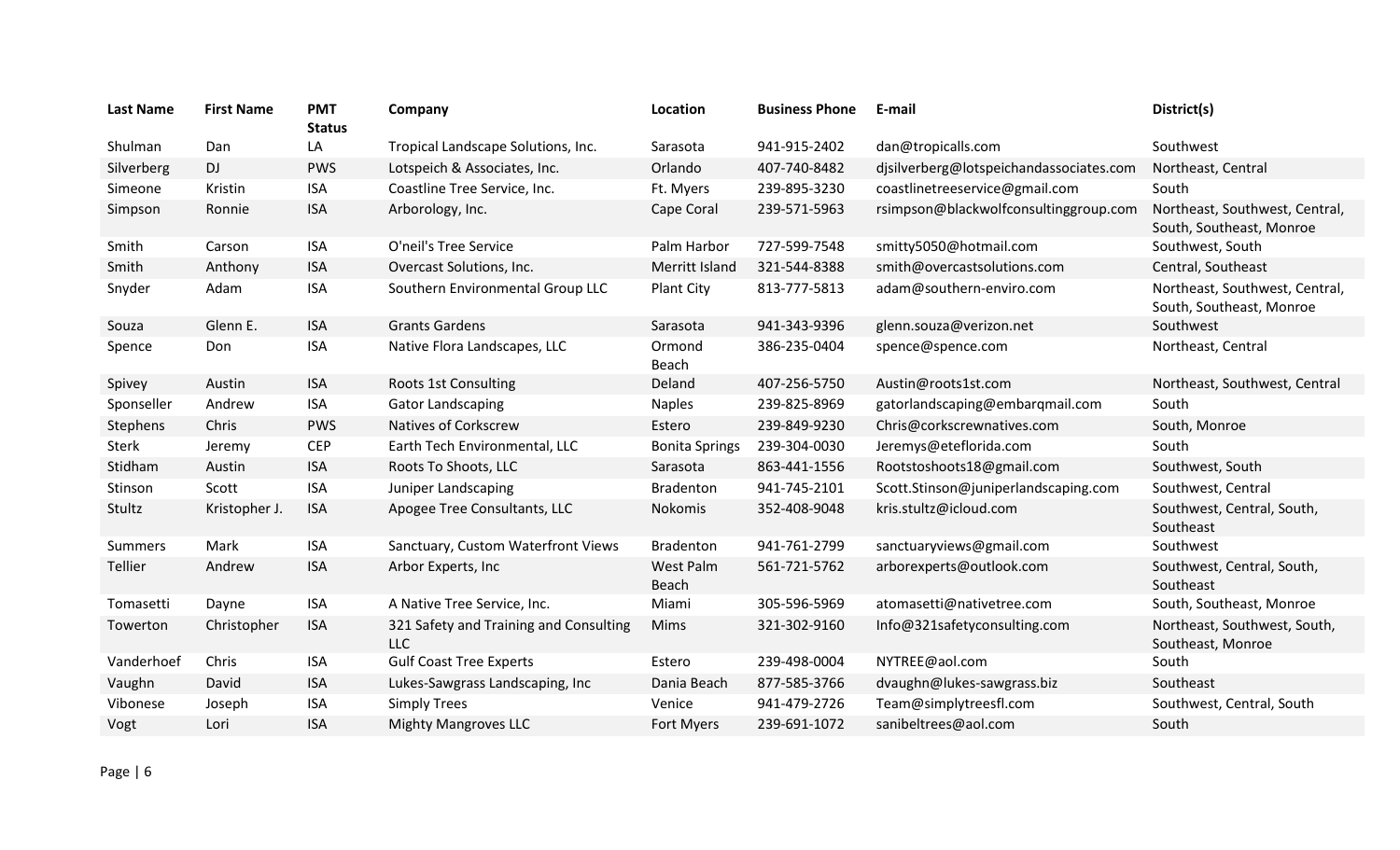| Last Name | First Name | PMT Status | Company | Location | Business Phone | E-mail | District(s) |
|---|---|---|---|---|---|---|---|
| Shulman | Dan | LA | Tropical Landscape Solutions, Inc. | Sarasota | 941-915-2402 | dan@tropicalls.com | Southwest |
| Silverberg | DJ | PWS | Lotspeich & Associates, Inc. | Orlando | 407-740-8482 | djsilverberg@lotspeichandassociates.com | Northeast, Central |
| Simeone | Kristin | ISA | Coastline Tree Service, Inc. | Ft. Myers | 239-895-3230 | coastlinetreeservice@gmail.com | South |
| Simpson | Ronnie | ISA | Arborology, Inc. | Cape Coral | 239-571-5963 | rsimpson@blackwolfconsultinggroup.com | Northeast, Southwest, Central, South, Southeast, Monroe |
| Smith | Carson | ISA | O'neil's Tree Service | Palm Harbor | 727-599-7548 | smitty5050@hotmail.com | Southwest, South |
| Smith | Anthony | ISA | Overcast Solutions, Inc. | Merritt Island | 321-544-8388 | smith@overcastsolutions.com | Central, Southeast |
| Snyder | Adam | ISA | Southern Environmental Group LLC | Plant City | 813-777-5813 | adam@southern-enviro.com | Northeast, Southwest, Central, South, Southeast, Monroe |
| Souza | Glenn E. | ISA | Grants Gardens | Sarasota | 941-343-9396 | glenn.souza@verizon.net | Southwest |
| Spence | Don | ISA | Native Flora Landscapes, LLC | Ormond Beach | 386-235-0404 | spence@spence.com | Northeast, Central |
| Spivey | Austin | ISA | Roots 1st Consulting | Deland | 407-256-5750 | Austin@roots1st.com | Northeast, Southwest, Central |
| Sponseller | Andrew | ISA | Gator Landscaping | Naples | 239-825-8969 | gatorlandscaping@embarqmail.com | South |
| Stephens | Chris | PWS | Natives of Corkscrew | Estero | 239-849-9230 | Chris@corkscrewnatives.com | South, Monroe |
| Sterk | Jeremy | CEP | Earth Tech Environmental, LLC | Bonita Springs | 239-304-0030 | Jeremys@eteflorida.com | South |
| Stidham | Austin | ISA | Roots To Shoots, LLC | Sarasota | 863-441-1556 | Rootstoshoots18@gmail.com | Southwest, South |
| Stinson | Scott | ISA | Juniper Landscaping | Bradenton | 941-745-2101 | Scott.Stinson@juniperlandscaping.com | Southwest, Central |
| Stultz | Kristopher J. | ISA | Apogee Tree Consultants, LLC | Nokomis | 352-408-9048 | kris.stultz@icloud.com | Southwest, Central, South, Southeast |
| Summers | Mark | ISA | Sanctuary, Custom Waterfront Views | Bradenton | 941-761-2799 | sanctuaryviews@gmail.com | Southwest |
| Tellier | Andrew | ISA | Arbor Experts, Inc | West Palm Beach | 561-721-5762 | arborexperts@outlook.com | Southwest, Central, South, Southeast |
| Tomasetti | Dayne | ISA | A Native Tree Service, Inc. | Miami | 305-596-5969 | atomasetti@nativetree.com | South, Southeast, Monroe |
| Towerton | Christopher | ISA | 321 Safety and Training and Consulting LLC | Mims | 321-302-9160 | Info@321safetyconsulting.com | Northeast, Southwest, South, Southeast, Monroe |
| Vanderhoef | Chris | ISA | Gulf Coast Tree Experts | Estero | 239-498-0004 | NYTREE@aol.com | South |
| Vaughn | David | ISA | Lukes-Sawgrass Landscaping, Inc | Dania Beach | 877-585-3766 | dvaughn@lukes-sawgrass.biz | Southeast |
| Vibonese | Joseph | ISA | Simply Trees | Venice | 941-479-2726 | Team@simplytreesfl.com | Southwest, Central, South |
| Vogt | Lori | ISA | Mighty Mangroves LLC | Fort Myers | 239-691-1072 | sanibeltrees@aol.com | South |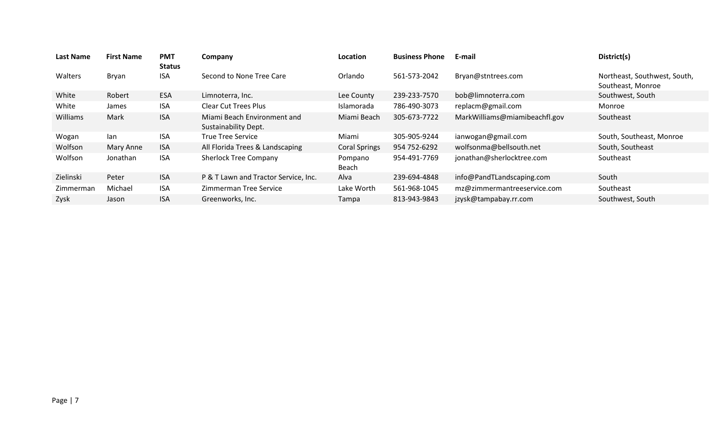| Last Name | First Name | PMT Status | Company | Location | Business Phone | E-mail | District(s) |
|---|---|---|---|---|---|---|---|
| Walters | Bryan | ISA | Second to None Tree Care | Orlando | 561-573-2042 | Bryan@stntrees.com | Northeast, Southwest, South, Southeast, Monroe |
| White | Robert | ESA | Limnoterra, Inc. | Lee County | 239-233-7570 | bob@limnoterra.com | Southwest, South |
| White | James | ISA | Clear Cut Trees Plus | Islamorada | 786-490-3073 | replacm@gmail.com | Monroe |
| Williams | Mark | ISA | Miami Beach Environment and Sustainability Dept. | Miami Beach | 305-673-7722 | MarkWilliams@miamibeachfl.gov | Southeast |
| Wogan | Ian | ISA | True Tree Service | Miami | 305-905-9244 | ianwogan@gmail.com | South, Southeast, Monroe |
| Wolfson | Mary Anne | ISA | All Florida Trees & Landscaping | Coral Springs | 954 752-6292 | wolfsonma@bellsouth.net | South, Southeast |
| Wolfson | Jonathan | ISA | Sherlock Tree Company | Pompano Beach | 954-491-7769 | jonathan@sherlocktree.com | Southeast |
| Zielinski | Peter | ISA | P & T Lawn and Tractor Service, Inc. | Alva | 239-694-4848 | info@PandTLandscaping.com | South |
| Zimmerman | Michael | ISA | Zimmerman Tree Service | Lake Worth | 561-968-1045 | mz@zimmermantreeservice.com | Southeast |
| Zysk | Jason | ISA | Greenworks, Inc. | Tampa | 813-943-9843 | jzysk@tampabay.rr.com | Southwest, South |